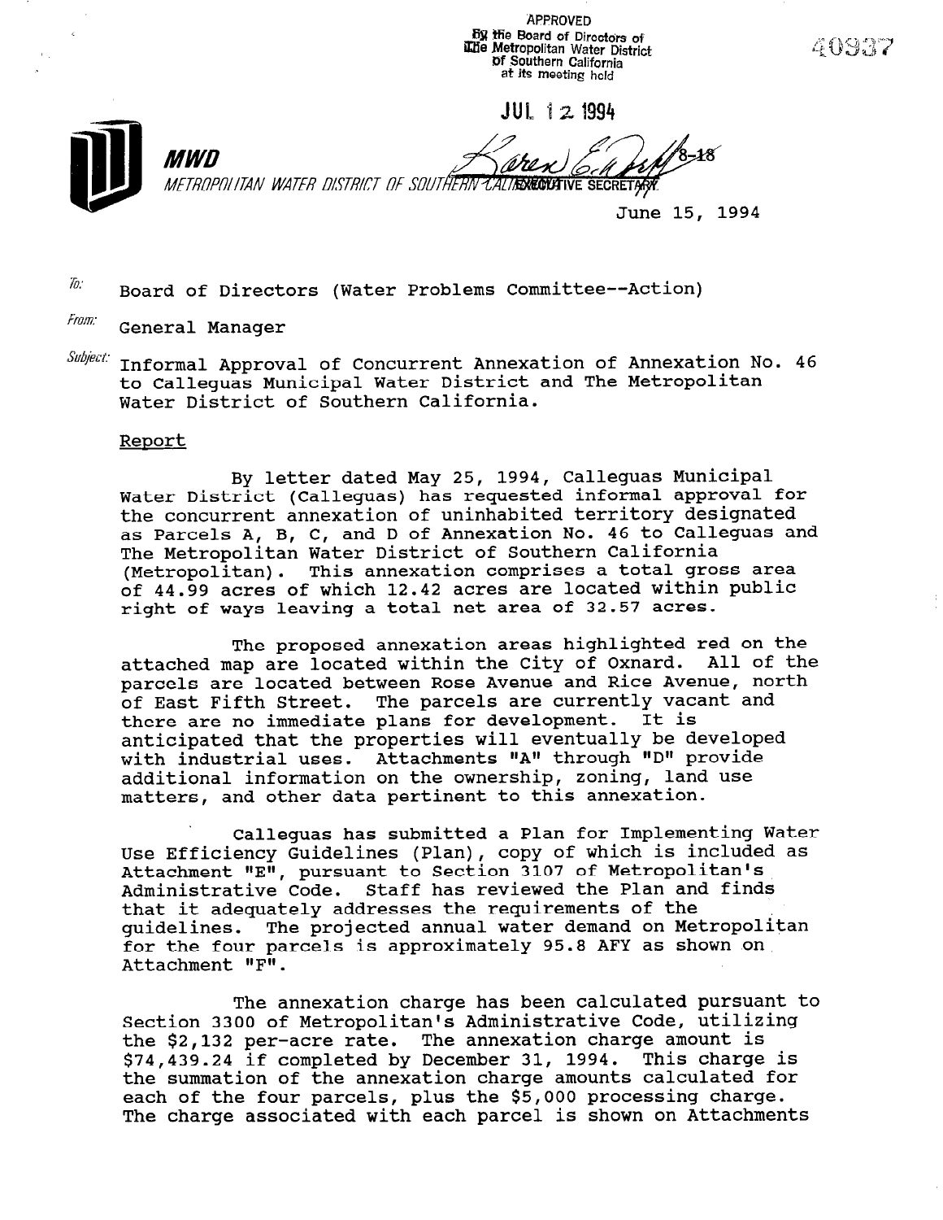APPROVED
By the Board of Directors of
The Metropolitan Water District
of Southern California
at its meeting held

JUL 12 1994

40937

**MWD**
METROPOLITAN WATER DISTRICT OF SOUTHERN CALIFORNIA

Karen E. Tachiki 8-18
EXECUTIVE SECRETARY

June 15, 1994

To: Board of Directors (Water Problems Committee--Action)

From: General Manager

Subject: Informal Approval of Concurrent Annexation of Annexation No. 46 to Calleguas Municipal Water District and The Metropolitan Water District of Southern California.

## Report

By letter dated May 25, 1994, Calleguas Municipal Water District (Calleguas) has requested informal approval for the concurrent annexation of uninhabited territory designated as Parcels A, B, C, and D of Annexation No. 46 to Calleguas and The Metropolitan Water District of Southern California (Metropolitan). This annexation comprises a total gross area of 44.99 acres of which 12.42 acres are located within public right of ways leaving a total net area of 32.57 acres.

The proposed annexation areas highlighted red on the attached map are located within the City of Oxnard. All of the parcels are located between Rose Avenue and Rice Avenue, north of East Fifth Street. The parcels are currently vacant and there are no immediate plans for development. It is anticipated that the properties will eventually be developed with industrial uses. Attachments "A" through "D" provide additional information on the ownership, zoning, land use matters, and other data pertinent to this annexation.

Calleguas has submitted a Plan for Implementing Water Use Efficiency Guidelines (Plan), copy of which is included as Attachment "E", pursuant to Section 3107 of Metropolitan's Administrative Code. Staff has reviewed the Plan and finds that it adequately addresses the requirements of the guidelines. The projected annual water demand on Metropolitan for the four parcels is approximately 95.8 AFY as shown on Attachment "F".

The annexation charge has been calculated pursuant to Section 3300 of Metropolitan's Administrative Code, utilizing the $2,132 per-acre rate. The annexation charge amount is $74,439.24 if completed by December 31, 1994. This charge is the summation of the annexation charge amounts calculated for each of the four parcels, plus the $5,000 processing charge. The charge associated with each parcel is shown on Attachments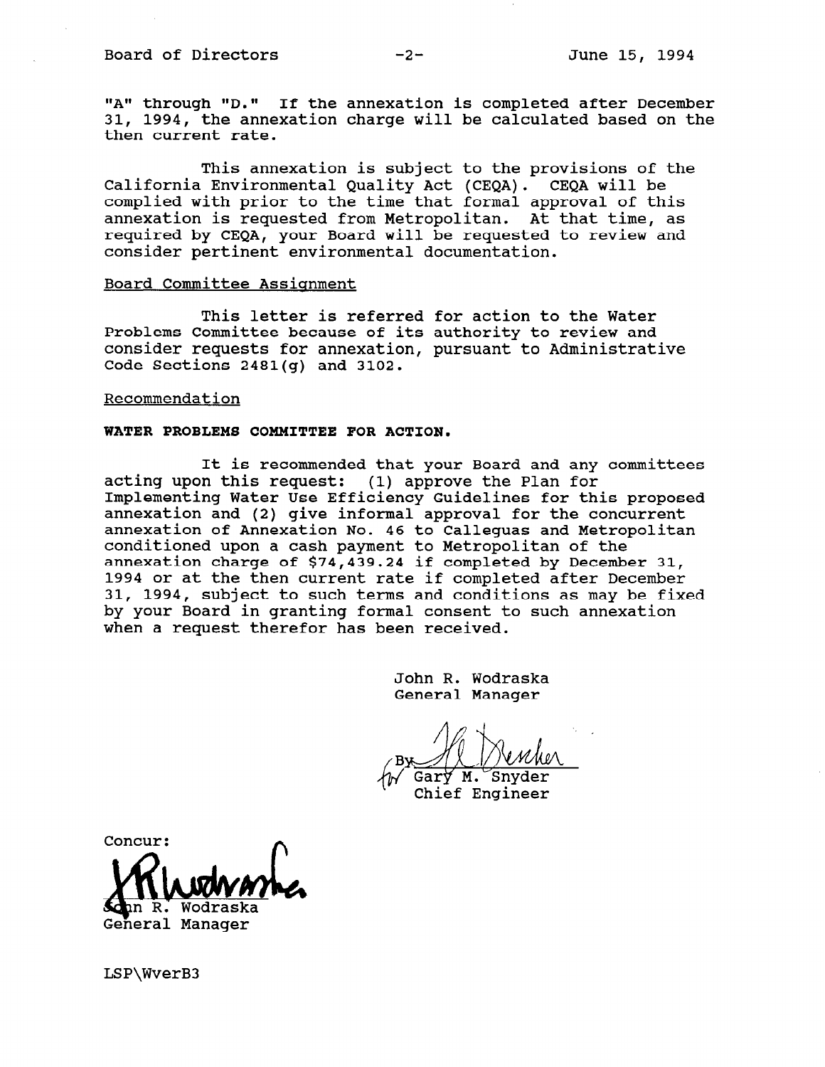"A" through "D." If the annexation is completed after December 31, 1994, the annexation charge will be calculated based on the then current rate.

This annexation is subject to the provisions of the California Environmental Quality Act (CEQA). CEQA will be complied with prior to the time that formal approval of this annexation is requested from Metropolitan. At that time, as required by CEQA, your Board will be requested to review and consider pertinent environmental documentation.

Board Committee Assignment

This letter is referred for action to the Water Problems Committee because of its authority to review and consider requests for annexation, pursuant to Administrative Code Sections 2481(g) and 3102.

Recommendation

**WATER PROBLEMS COMMITTEE FOR ACTION.**

It is recommended that your Board and any committees acting upon this request: (1) approve the Plan for Implementing Water Use Efficiency Guidelines for this proposed annexation and (2) give informal approval for the concurrent annexation of Annexation No. 46 to Calleguas and Metropolitan conditioned upon a cash payment to Metropolitan of the annexation charge of $74,439.24 if completed by December 31, 1994 or at the then current rate if completed after December 31, 1994, subject to such terms and conditions as may be fixed by your Board in granting formal consent to such annexation when a request therefor has been received.

John R. Wodraska
General Manager

By [signature] for Gary M. Snyder
Chief Engineer

Concur:

[signature]
John R. Wodraska
General Manager

LSP\WverB3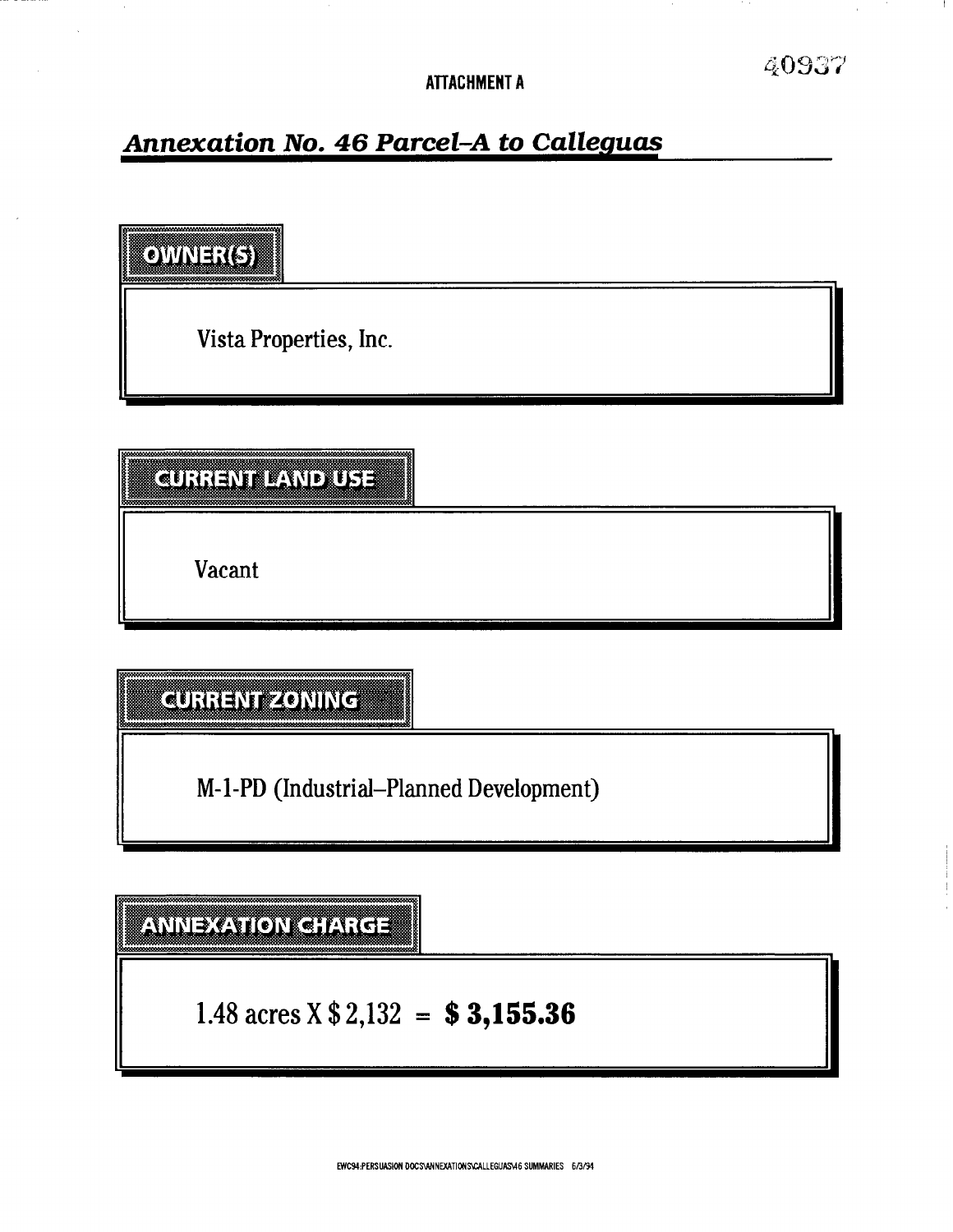**ATTACHMENT A**

## *Annexation No. 46 Parcel-A to Calleguas*

### OWNER(S)

Vista Properties, Inc.

### CURRENT LAND USE

Vacant

### CURRENT ZONING

M-1-PD (Industrial–Planned Development)

### ANNEXATION CHARGE

1.48 acres X $ 2,132 = **$ 3,155.36**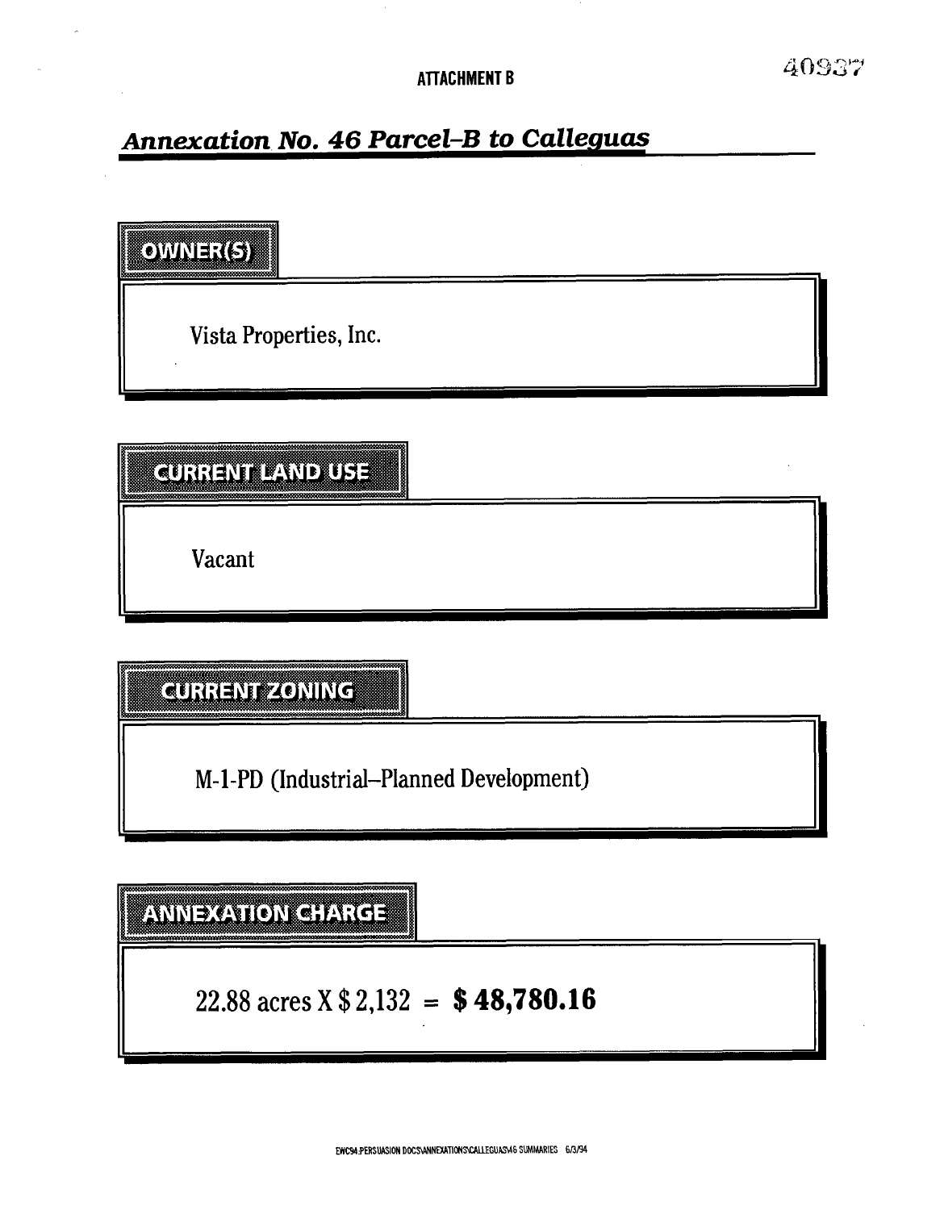**ATTACHMENT B**

## *Annexation No. 46 Parcel-B to Calleguas*

### OWNER(S)

Vista Properties, Inc.

### CURRENT LAND USE

Vacant

### CURRENT ZONING

M-1-PD (Industrial–Planned Development)

### ANNEXATION CHARGE

22.88 acres X $ 2,132 = **$ 48,780.16**

EWC94:PERSUASION DOCS\ANNEXATIONS\CALLEGUAS\46 SUMMARIES 6/3/94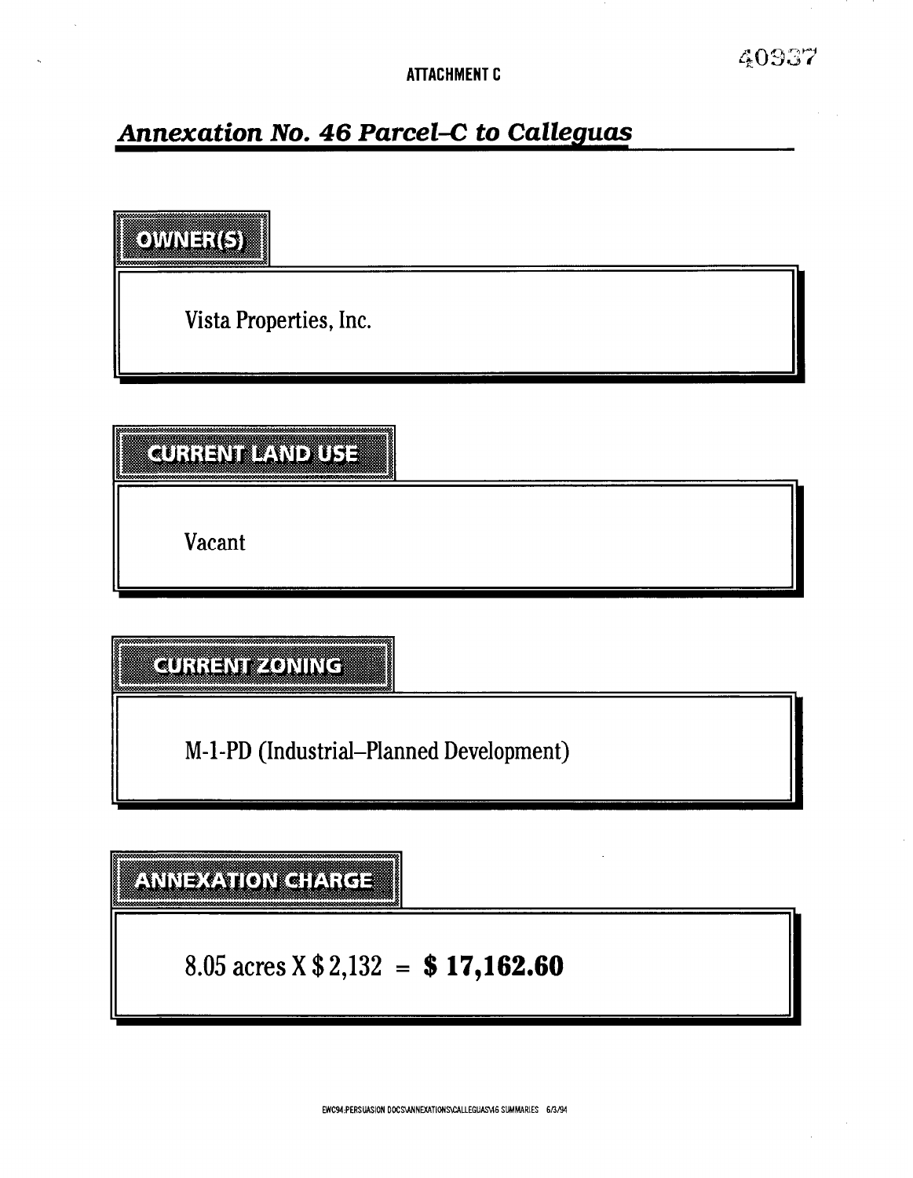ATTACHMENT C

## *Annexation No. 46 Parcel–C to Calleguas*

### OWNER(S)

Vista Properties, Inc.

### CURRENT LAND USE

Vacant

### CURRENT ZONING

M-1-PD (Industrial–Planned Development)

### ANNEXATION CHARGE

8.05 acres X $ 2,132 = **$ 17,162.60**

EWC94:PERSUASION DOCS\ANNEXATIONS\CALLEGUAS\46 SUMMARIES 6/3/94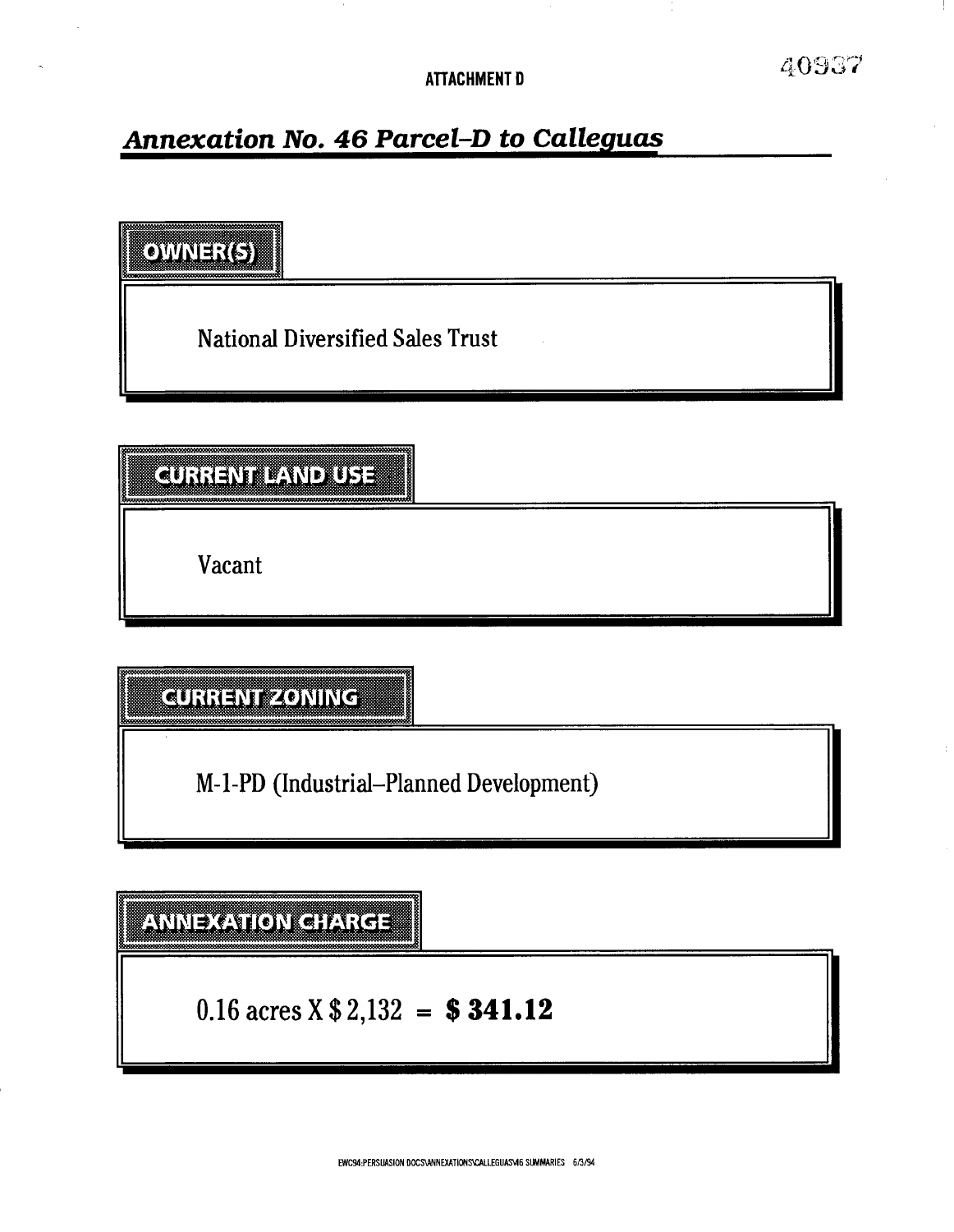ATTACHMENT D

## *Annexation No. 46 Parcel-D to Calleguas*

### OWNER(S)

National Diversified Sales Trust

### CURRENT LAND USE

Vacant

### CURRENT ZONING

M-1-PD (Industrial–Planned Development)

### ANNEXATION CHARGE

0.16 acres X $ 2,132 = **$ 341.12**

EWC94:PERSUASION DOCS\ANNEXATIONS\CALLEGUAS\46 SUMMARIES 6/3/94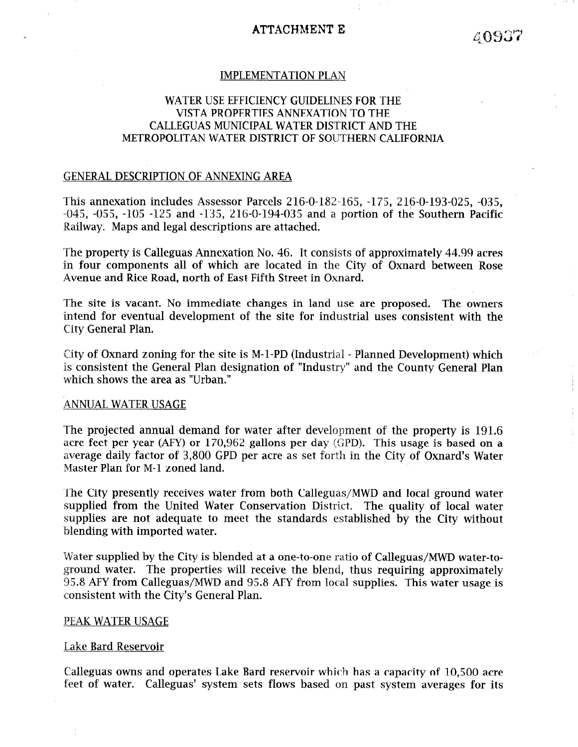# ATTACHMENT E

40937

## IMPLEMENTATION PLAN

## WATER USE EFFICIENCY GUIDELINES FOR THE VISTA PROPERTIES ANNEXATION TO THE CALLEGUAS MUNICIPAL WATER DISTRICT AND THE METROPOLITAN WATER DISTRICT OF SOUTHERN CALIFORNIA

### GENERAL DESCRIPTION OF ANNEXING AREA

This annexation includes Assessor Parcels 216-0-182-165, -175, 216-0-193-025, -035, -045, -055, -105 -125 and -135, 216-0-194-035 and a portion of the Southern Pacific Railway. Maps and legal descriptions are attached.

The property is Calleguas Annexation No. 46. It consists of approximately 44.99 acres in four components all of which are located in the City of Oxnard between Rose Avenue and Rice Road, north of East Fifth Street in Oxnard.

The site is vacant. No immediate changes in land use are proposed. The owners intend for eventual development of the site for industrial uses consistent with the City General Plan.

City of Oxnard zoning for the site is M-1-PD (Industrial - Planned Development) which is consistent the General Plan designation of "Industry" and the County General Plan which shows the area as "Urban."

### ANNUAL WATER USAGE

The projected annual demand for water after development of the property is 191.6 acre feet per year (AFY) or 170,962 gallons per day (GPD). This usage is based on a average daily factor of 3,800 GPD per acre as set forth in the City of Oxnard's Water Master Plan for M-1 zoned land.

The City presently receives water from both Calleguas/MWD and local ground water supplied from the United Water Conservation District. The quality of local water supplies are not adequate to meet the standards established by the City without blending with imported water.

Water supplied by the City is blended at a one-to-one ratio of Calleguas/MWD water-to-ground water. The properties will receive the blend, thus requiring approximately 95.8 AFY from Calleguas/MWD and 95.8 AFY from local supplies. This water usage is consistent with the City's General Plan.

### PEAK WATER USAGE

#### Lake Bard Reservoir

Calleguas owns and operates Lake Bard reservoir which has a capacity of 10,500 acre feet of water. Calleguas' system sets flows based on past system averages for its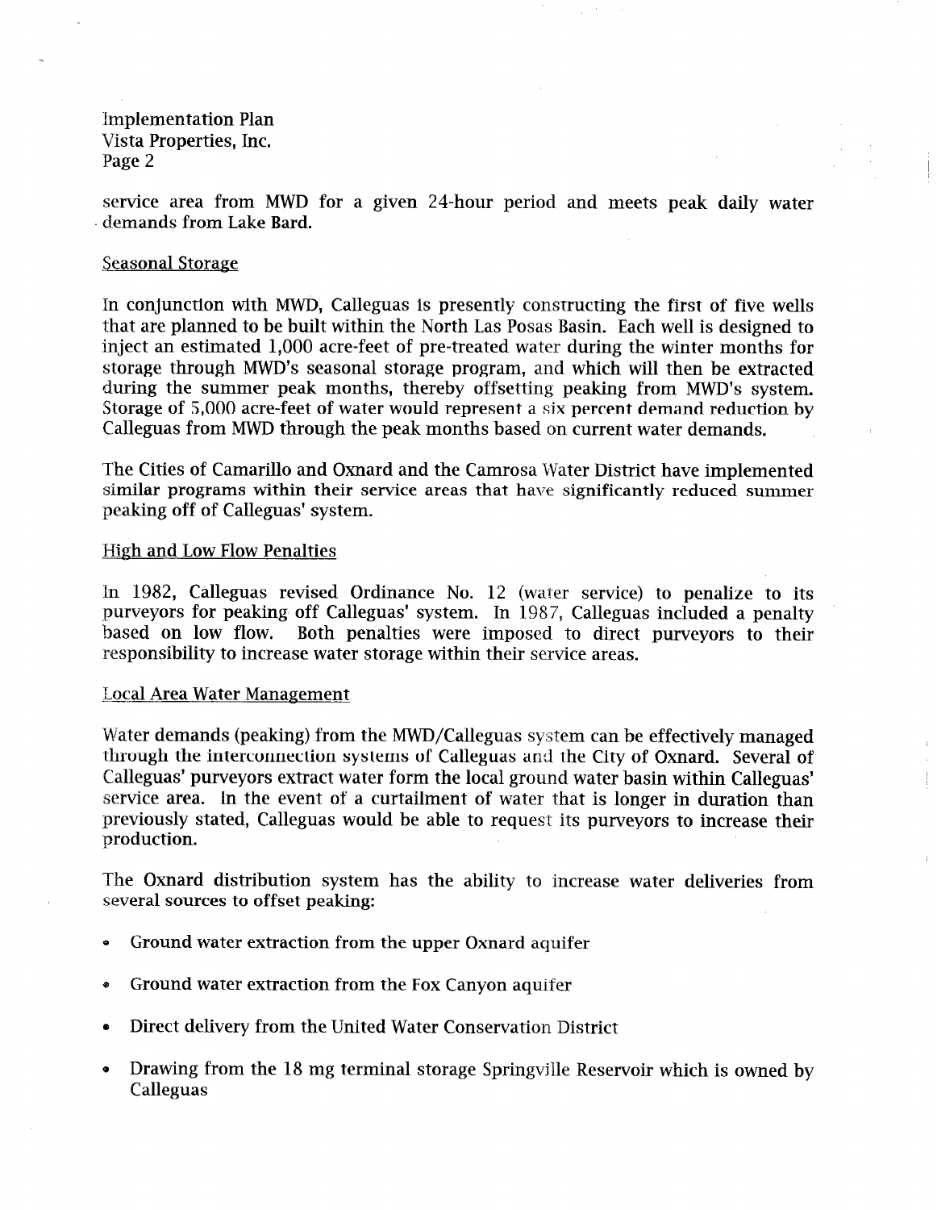service area from MWD for a given 24-hour period and meets peak daily water demands from Lake Bard.

## Seasonal Storage

In conjunction with MWD, Calleguas is presently constructing the first of five wells that are planned to be built within the North Las Posas Basin. Each well is designed to inject an estimated 1,000 acre-feet of pre-treated water during the winter months for storage through MWD's seasonal storage program, and which will then be extracted during the summer peak months, thereby offsetting peaking from MWD's system. Storage of 5,000 acre-feet of water would represent a six percent demand reduction by Calleguas from MWD through the peak months based on current water demands.

The Cities of Camarillo and Oxnard and the Camrosa Water District have implemented similar programs within their service areas that have significantly reduced summer peaking off of Calleguas' system.

## High and Low Flow Penalties

In 1982, Calleguas revised Ordinance No. 12 (water service) to penalize to its purveyors for peaking off Calleguas' system. In 1987, Calleguas included a penalty based on low flow. Both penalties were imposed to direct purveyors to their responsibility to increase water storage within their service areas.

## Local Area Water Management

Water demands (peaking) from the MWD/Calleguas system can be effectively managed through the interconnection systems of Calleguas and the City of Oxnard. Several of Calleguas' purveyors extract water form the local ground water basin within Calleguas' service area. In the event of a curtailment of water that is longer in duration than previously stated, Calleguas would be able to request its purveyors to increase their production.

The Oxnard distribution system has the ability to increase water deliveries from several sources to offset peaking:

- Ground water extraction from the upper Oxnard aquifer
- Ground water extraction from the Fox Canyon aquifer
- Direct delivery from the United Water Conservation District
- Drawing from the 18 mg terminal storage Springville Reservoir which is owned by Calleguas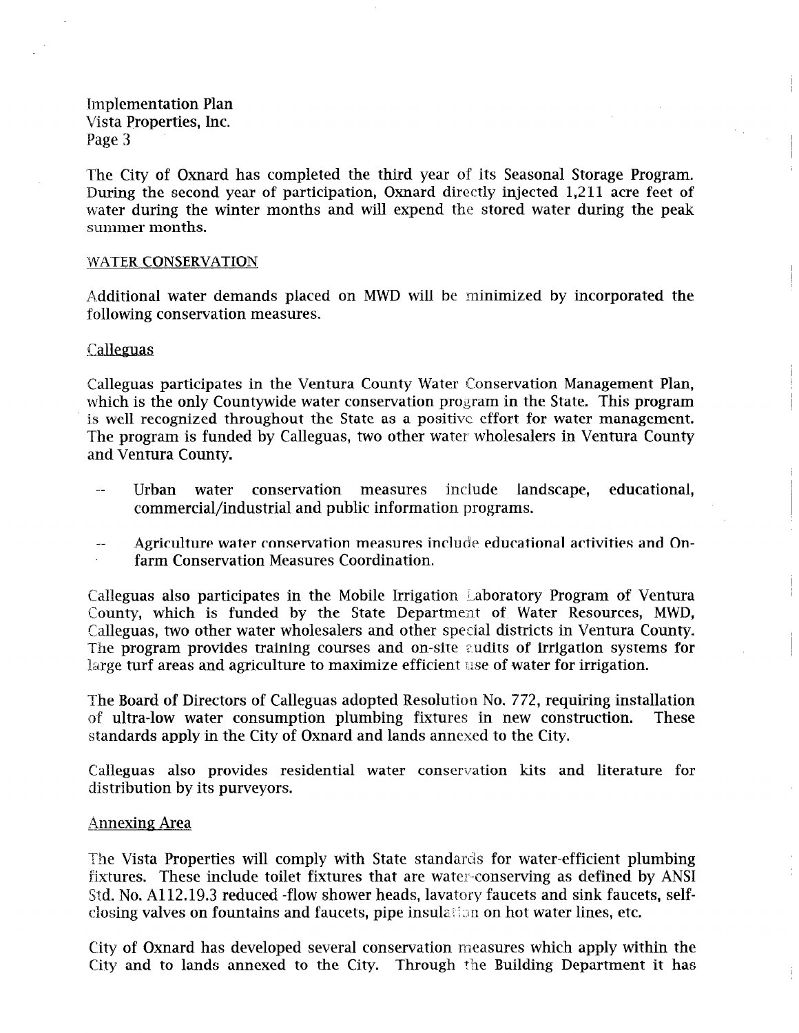The City of Oxnard has completed the third year of its Seasonal Storage Program. During the second year of participation, Oxnard directly injected 1,211 acre feet of water during the winter months and will expend the stored water during the peak summer months.

WATER CONSERVATION

Additional water demands placed on MWD will be minimized by incorporated the following conservation measures.

Calleguas

Calleguas participates in the Ventura County Water Conservation Management Plan, which is the only Countywide water conservation program in the State. This program is well recognized throughout the State as a positive effort for water management. The program is funded by Calleguas, two other water wholesalers in Ventura County and Ventura County.

- Urban water conservation measures include landscape, educational, commercial/industrial and public information programs.
- Agriculture water conservation measures include educational activities and On-farm Conservation Measures Coordination.

Calleguas also participates in the Mobile Irrigation Laboratory Program of Ventura County, which is funded by the State Department of Water Resources, MWD, Calleguas, two other water wholesalers and other special districts in Ventura County. The program provides training courses and on-site audits of irrigation systems for large turf areas and agriculture to maximize efficient use of water for irrigation.

The Board of Directors of Calleguas adopted Resolution No. 772, requiring installation of ultra-low water consumption plumbing fixtures in new construction. These standards apply in the City of Oxnard and lands annexed to the City.

Calleguas also provides residential water conservation kits and literature for distribution by its purveyors.

Annexing Area

The Vista Properties will comply with State standards for water-efficient plumbing fixtures. These include toilet fixtures that are water-conserving as defined by ANSI Std. No. A112.19.3 reduced -flow shower heads, lavatory faucets and sink faucets, self-closing valves on fountains and faucets, pipe insulation on hot water lines, etc.

City of Oxnard has developed several conservation measures which apply within the City and to lands annexed to the City. Through the Building Department it has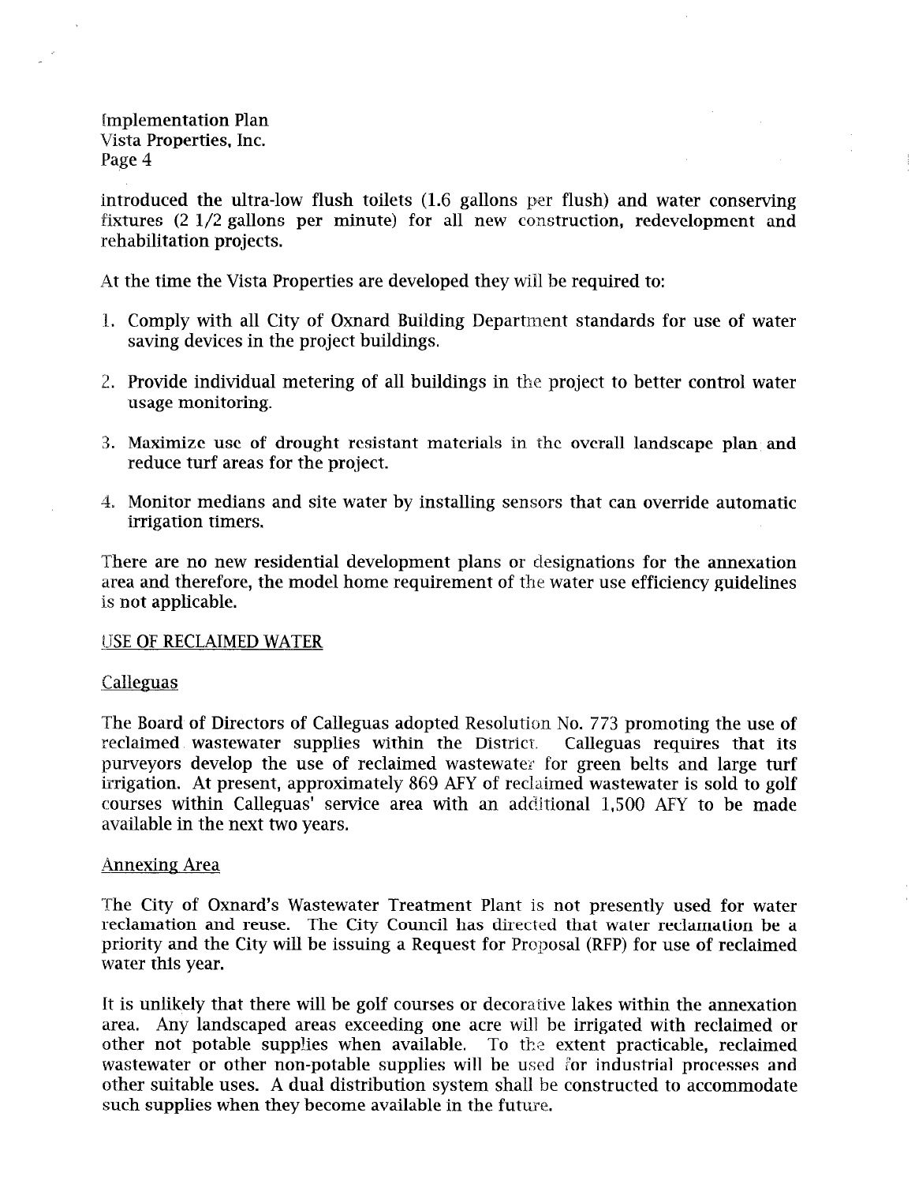introduced the ultra-low flush toilets (1.6 gallons per flush) and water conserving fixtures (2 1/2 gallons per minute) for all new construction, redevelopment and rehabilitation projects.

At the time the Vista Properties are developed they will be required to:

1. Comply with all City of Oxnard Building Department standards for use of water saving devices in the project buildings.
2. Provide individual metering of all buildings in the project to better control water usage monitoring.
3. Maximize use of drought resistant materials in the overall landscape plan and reduce turf areas for the project.
4. Monitor medians and site water by installing sensors that can override automatic irrigation timers.

There are no new residential development plans or designations for the annexation area and therefore, the model home requirement of the water use efficiency guidelines is not applicable.

USE OF RECLAIMED WATER

Calleguas

The Board of Directors of Calleguas adopted Resolution No. 773 promoting the use of reclaimed wastewater supplies within the District. Calleguas requires that its purveyors develop the use of reclaimed wastewater for green belts and large turf irrigation. At present, approximately 869 AFY of reclaimed wastewater is sold to golf courses within Calleguas' service area with an additional 1,500 AFY to be made available in the next two years.

Annexing Area

The City of Oxnard's Wastewater Treatment Plant is not presently used for water reclamation and reuse. The City Council has directed that water reclamation be a priority and the City will be issuing a Request for Proposal (RFP) for use of reclaimed water this year.

It is unlikely that there will be golf courses or decorative lakes within the annexation area. Any landscaped areas exceeding one acre will be irrigated with reclaimed or other not potable supplies when available. To the extent practicable, reclaimed wastewater or other non-potable supplies will be used for industrial processes and other suitable uses. A dual distribution system shall be constructed to accommodate such supplies when they become available in the future.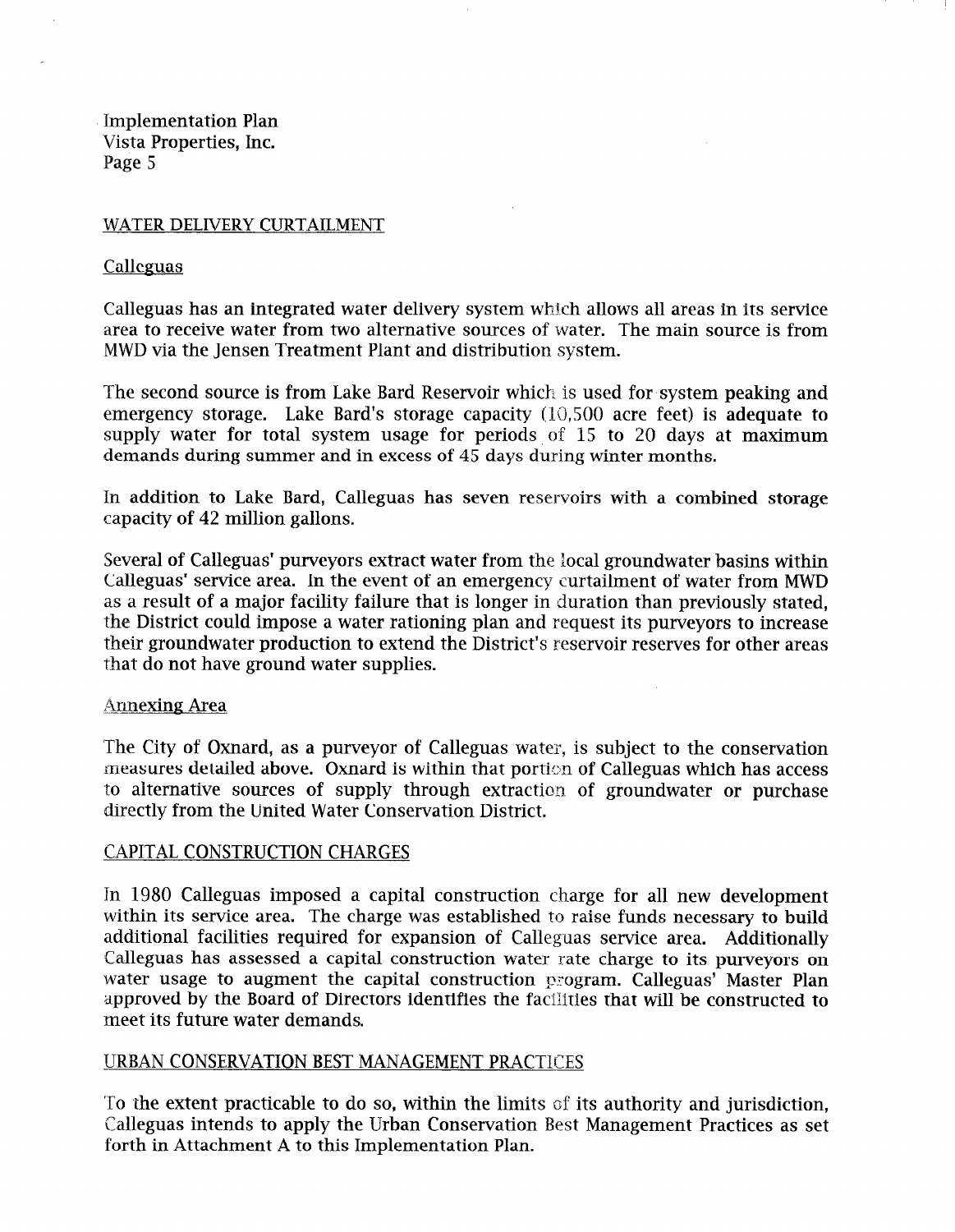## WATER DELIVERY CURTAILMENT

### Calleguas

Calleguas has an integrated water delivery system which allows all areas in its service area to receive water from two alternative sources of water. The main source is from MWD via the Jensen Treatment Plant and distribution system.

The second source is from Lake Bard Reservoir which is used for system peaking and emergency storage. Lake Bard's storage capacity (10,500 acre feet) is adequate to supply water for total system usage for periods of 15 to 20 days at maximum demands during summer and in excess of 45 days during winter months.

In addition to Lake Bard, Calleguas has seven reservoirs with a combined storage capacity of 42 million gallons.

Several of Calleguas' purveyors extract water from the local groundwater basins within Calleguas' service area. In the event of an emergency curtailment of water from MWD as a result of a major facility failure that is longer in duration than previously stated, the District could impose a water rationing plan and request its purveyors to increase their groundwater production to extend the District's reservoir reserves for other areas that do not have ground water supplies.

### Annexing Area

The City of Oxnard, as a purveyor of Calleguas water, is subject to the conservation measures detailed above. Oxnard is within that portion of Calleguas which has access to alternative sources of supply through extraction of groundwater or purchase directly from the United Water Conservation District.

## CAPITAL CONSTRUCTION CHARGES

In 1980 Calleguas imposed a capital construction charge for all new development within its service area. The charge was established to raise funds necessary to build additional facilities required for expansion of Calleguas service area. Additionally Calleguas has assessed a capital construction water rate charge to its purveyors on water usage to augment the capital construction program. Calleguas' Master Plan approved by the Board of Directors identifies the facilities that will be constructed to meet its future water demands.

## URBAN CONSERVATION BEST MANAGEMENT PRACTICES

To the extent practicable to do so, within the limits of its authority and jurisdiction, Calleguas intends to apply the Urban Conservation Best Management Practices as set forth in Attachment A to this Implementation Plan.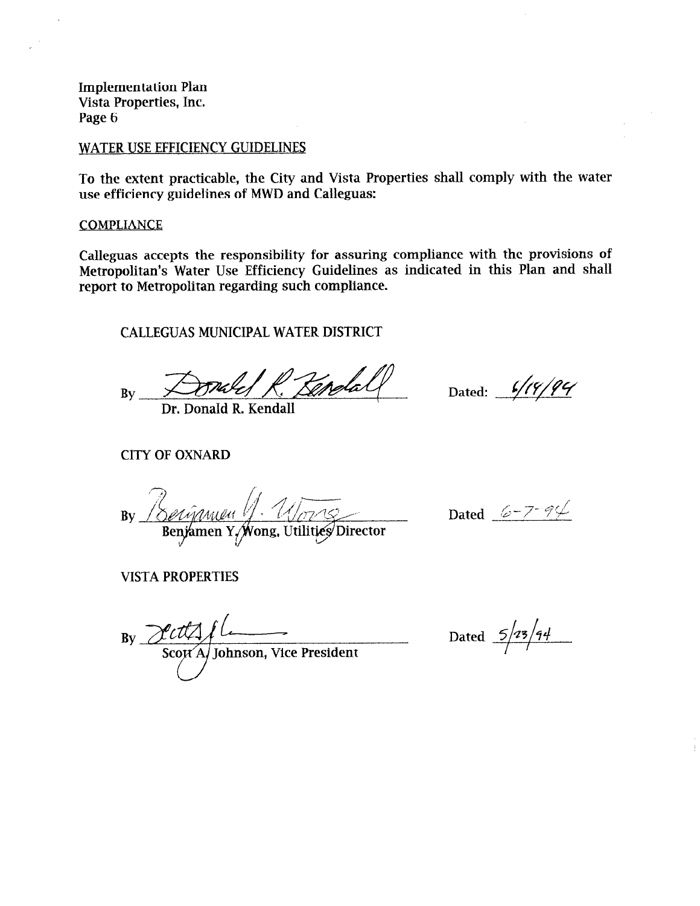Implementation Plan
Vista Properties, Inc.
Page 6

## WATER USE EFFICIENCY GUIDELINES

To the extent practicable, the City and Vista Properties shall comply with the water use efficiency guidelines of MWD and Calleguas:

## COMPLIANCE

Calleguas accepts the responsibility for assuring compliance with the provisions of Metropolitan's Water Use Efficiency Guidelines as indicated in this Plan and shall report to Metropolitan regarding such compliance.

CALLEGUAS MUNICIPAL WATER DISTRICT

By Donald R. Kendall — Dated: 6/14/94
Dr. Donald R. Kendall

CITY OF OXNARD

By Benjamen Y. Wong — Dated 6-7-94
Benjamen Y. Wong, Utilities Director

VISTA PROPERTIES

By Scott A. Johnson — Dated 5/23/94
Scott A. Johnson, Vice President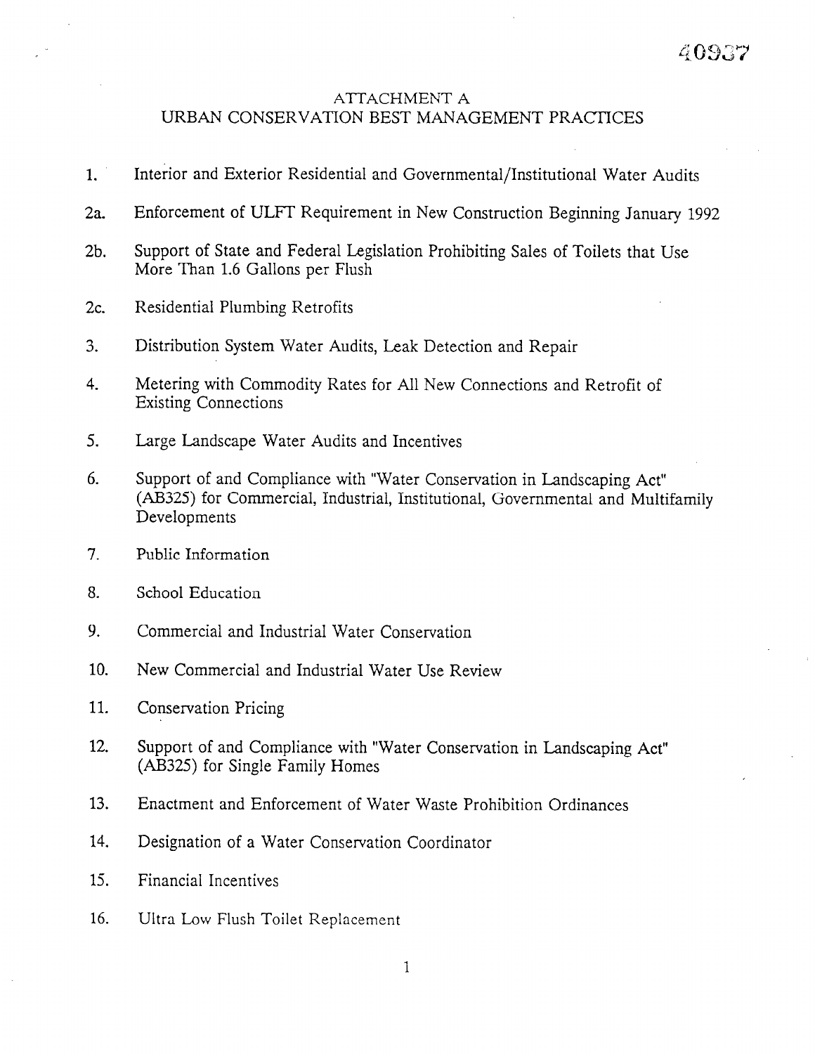40937

# ATTACHMENT A
## URBAN CONSERVATION BEST MANAGEMENT PRACTICES

1. Interior and Exterior Residential and Governmental/Institutional Water Audits

2a. Enforcement of ULFT Requirement in New Construction Beginning January 1992

2b. Support of State and Federal Legislation Prohibiting Sales of Toilets that Use More Than 1.6 Gallons per Flush

2c. Residential Plumbing Retrofits

3. Distribution System Water Audits, Leak Detection and Repair

4. Metering with Commodity Rates for All New Connections and Retrofit of Existing Connections

5. Large Landscape Water Audits and Incentives

6. Support of and Compliance with "Water Conservation in Landscaping Act" (AB325) for Commercial, Industrial, Institutional, Governmental and Multifamily Developments

7. Public Information

8. School Education

9. Commercial and Industrial Water Conservation

10. New Commercial and Industrial Water Use Review

11. Conservation Pricing

12. Support of and Compliance with "Water Conservation in Landscaping Act" (AB325) for Single Family Homes

13. Enactment and Enforcement of Water Waste Prohibition Ordinances

14. Designation of a Water Conservation Coordinator

15. Financial Incentives

16. Ultra Low Flush Toilet Replacement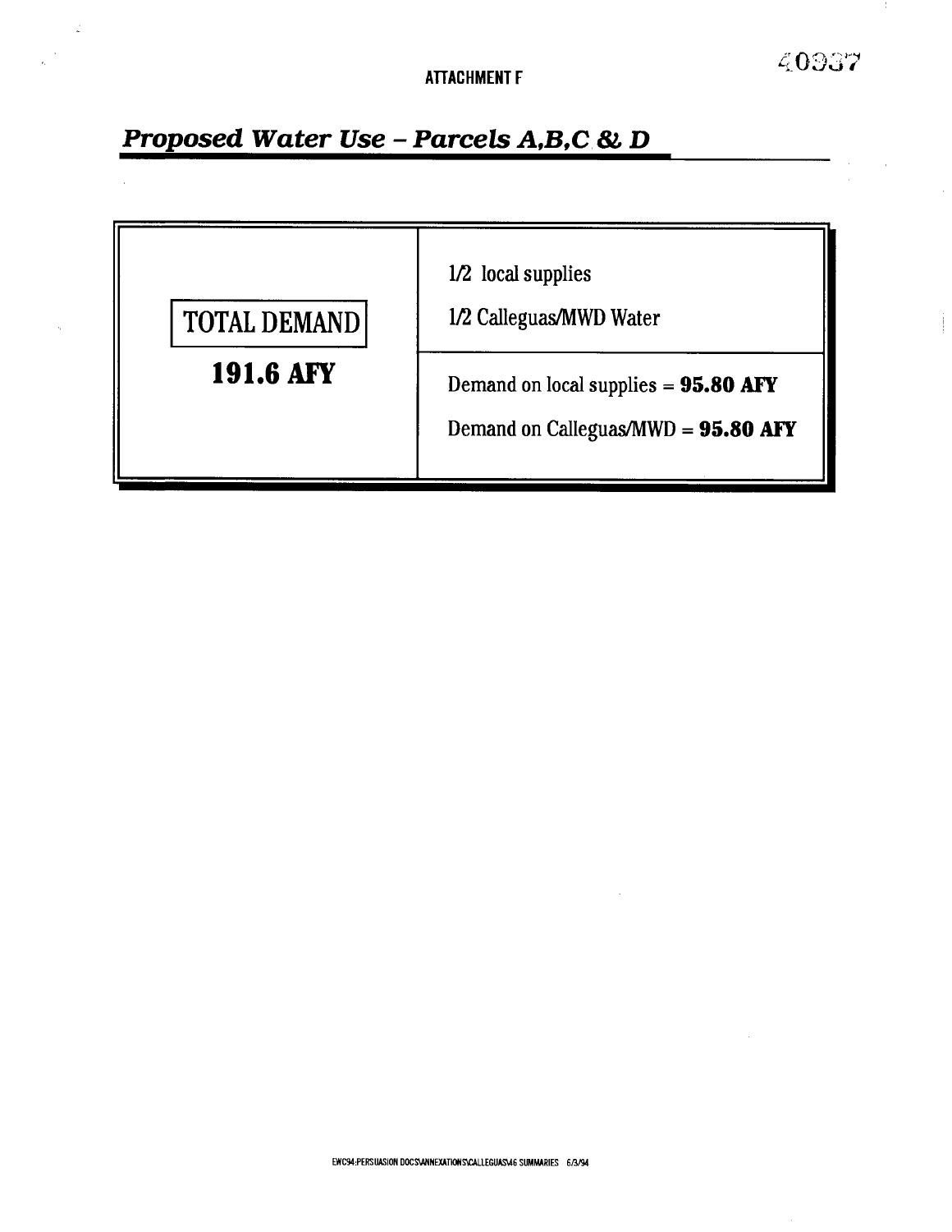ATTACHMENT F

## *Proposed Water Use – Parcels A,B,C & D*

| | |
|---|---|
| **TOTAL DEMAND** | 1/2 local supplies<br>1/2 Calleguas/MWD Water |
| **191.6 AFY** | Demand on local supplies = **95.80 AFY**<br>Demand on Calleguas/MWD = **95.80 AFY** |

EWC94:PERSUASION DOCS\ANNEXATIONS\CALLEGUAS\46 SUMMARIES 6/3/94